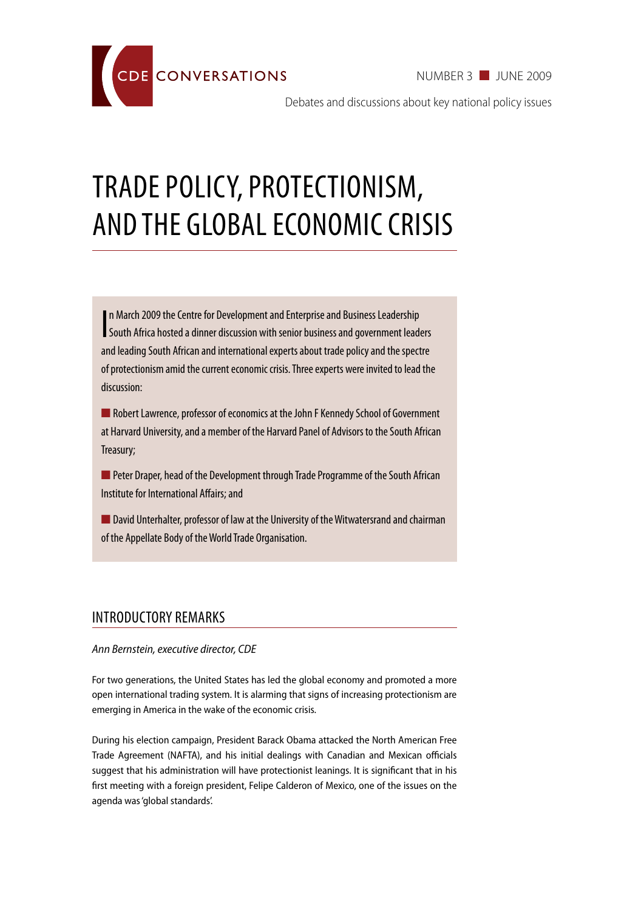CDE CONVERSATIONS

NUMBER 3 ■ JUNE 2009

Debates and discussions about key national policy issues

# TRADE POLICY, PROTECTIONISM, AND THE GLOBAL ECONOMIC CRISIS

In March 2009 the Centre for Development and Enterprise and Business Leadership South Africa hosted a dinner discussion with senior business and government leaders and leading South African and international experts about trade policy and the spectre of protectionism amid the current economic crisis. Three experts were invited to lead the discussion:

- Robert Lawrence, professor of economics at the John F Kennedy School of Government at Harvard University, and a member of the Harvard Panel of Advisors to the South African Treasury;
- Peter Draper, head of the Development through Trade Programme of the South African Institute for International Affairs; and
- David Unterhalter, professor of law at the University of the Witwatersrand and chairman of the Appellate Body of the World Trade Organisation.

## INTRODUCTORY REMARKS

*Ann Bernstein, executive director, CDE*

For two generations, the United States has led the global economy and promoted a more open international trading system. It is alarming that signs of increasing protectionism are emerging in America in the wake of the economic crisis.

During his election campaign, President Barack Obama attacked the North American Free Trade Agreement (NAFTA), and his initial dealings with Canadian and Mexican officials suggest that his administration will have protectionist leanings. It is significant that in his first meeting with a foreign president, Felipe Calderon of Mexico, one of the issues on the agenda was 'global standards'.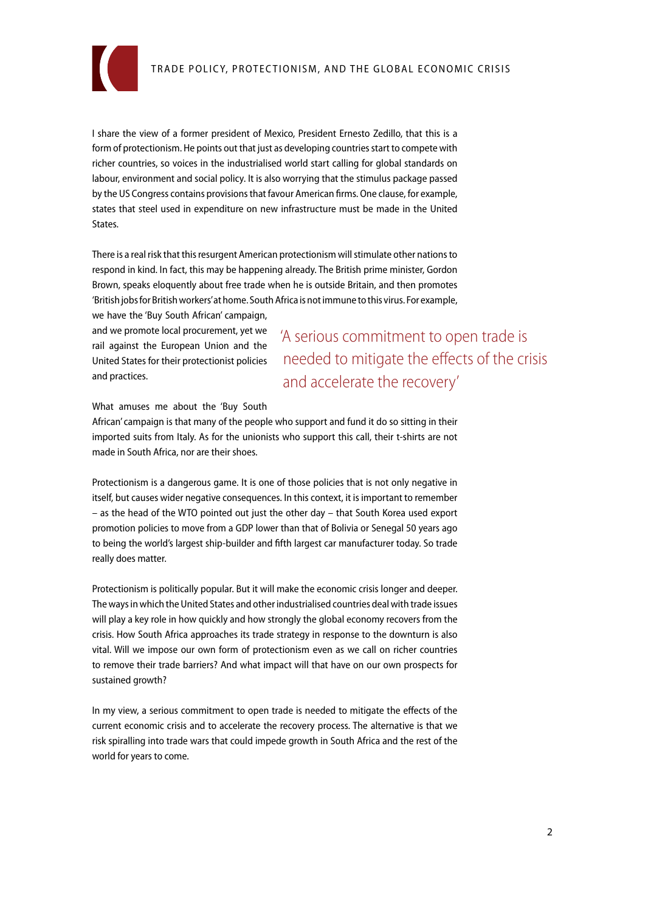I share the view of a former president of Mexico, President Ernesto Zedillo, that this is a form of protectionism. He points out that just as developing countries start to compete with richer countries, so voices in the industrialised world start calling for global standards on labour, environment and social policy. It is also worrying that the stimulus package passed by the US Congress contains provisions that favour American firms. One clause, for example, states that steel used in expenditure on new infrastructure must be made in the United States.

There is a real risk that this resurgent American protectionism will stimulate other nations to respond in kind. In fact, this may be happening already. The British prime minister, Gordon Brown, speaks eloquently about free trade when he is outside Britain, and then promotes 'British jobs for British workers' at home. South Africa is not immune to this virus. For example, we have the 'Buy South African' campaign, and we promote local procurement, yet we rail against the European Union and the United States for their protectionist policies and practices.

> 'A serious commitment to open trade is needed to mitigate the effects of the crisis and accelerate the recovery'

What amuses me about the 'Buy South African' campaign is that many of the people who support and fund it do so sitting in their imported suits from Italy. As for the unionists who support this call, their t-shirts are not made in South Africa, nor are their shoes.

Protectionism is a dangerous game. It is one of those policies that is not only negative in itself, but causes wider negative consequences. In this context, it is important to remember – as the head of the WTO pointed out just the other day – that South Korea used export promotion policies to move from a GDP lower than that of Bolivia or Senegal 50 years ago to being the world's largest ship-builder and fifth largest car manufacturer today. So trade really does matter.

Protectionism is politically popular. But it will make the economic crisis longer and deeper. The ways in which the United States and other industrialised countries deal with trade issues will play a key role in how quickly and how strongly the global economy recovers from the crisis. How South Africa approaches its trade strategy in response to the downturn is also vital. Will we impose our own form of protectionism even as we call on richer countries to remove their trade barriers? And what impact will that have on our own prospects for sustained growth?

In my view, a serious commitment to open trade is needed to mitigate the effects of the current economic crisis and to accelerate the recovery process. The alternative is that we risk spiralling into trade wars that could impede growth in South Africa and the rest of the world for years to come.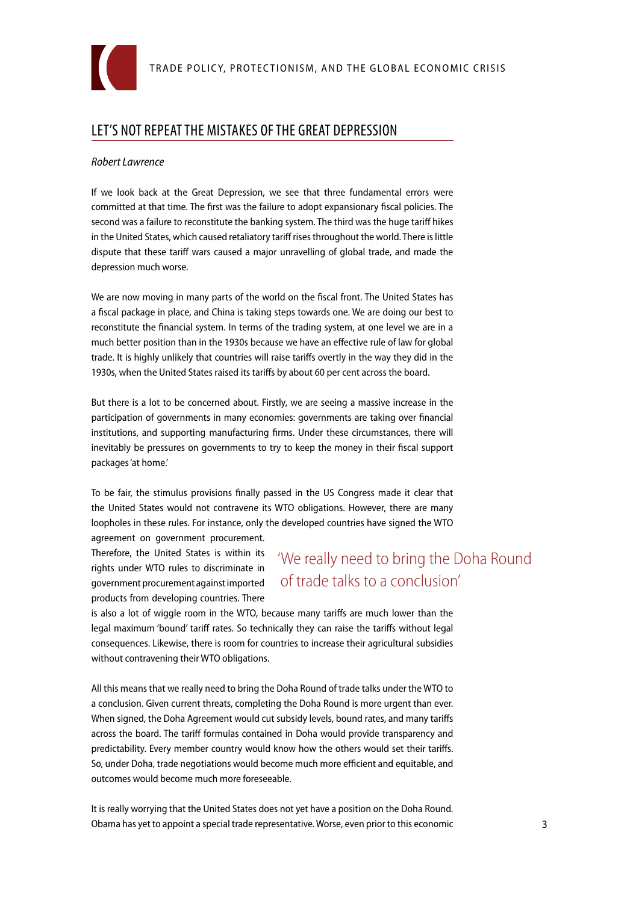## LET'S NOT REPEAT THE MISTAKES OF THE GREAT DEPRESSION

*Robert Lawrence*

If we look back at the Great Depression, we see that three fundamental errors were committed at that time. The first was the failure to adopt expansionary fiscal policies. The second was a failure to reconstitute the banking system. The third was the huge tariff hikes in the United States, which caused retaliatory tariff rises throughout the world. There is little dispute that these tariff wars caused a major unravelling of global trade, and made the depression much worse.

We are now moving in many parts of the world on the fiscal front. The United States has a fiscal package in place, and China is taking steps towards one. We are doing our best to reconstitute the financial system. In terms of the trading system, at one level we are in a much better position than in the 1930s because we have an effective rule of law for global trade. It is highly unlikely that countries will raise tariffs overtly in the way they did in the 1930s, when the United States raised its tariffs by about 60 per cent across the board.

But there is a lot to be concerned about. Firstly, we are seeing a massive increase in the participation of governments in many economies: governments are taking over financial institutions, and supporting manufacturing firms. Under these circumstances, there will inevitably be pressures on governments to try to keep the money in their fiscal support packages 'at home.'

To be fair, the stimulus provisions finally passed in the US Congress made it clear that the United States would not contravene its WTO obligations. However, there are many loopholes in these rules. For instance, only the developed countries have signed the WTO agreement on government procurement. Therefore, the United States is within its rights under WTO rules to discriminate in government procurement against imported products from developing countries. There is also a lot of wiggle room in the WTO, because many tariffs are much lower than the legal maximum 'bound' tariff rates. So technically they can raise the tariffs without legal consequences. Likewise, there is room for countries to increase their agricultural subsidies without contravening their WTO obligations.

> 'We really need to bring the Doha Round of trade talks to a conclusion'

All this means that we really need to bring the Doha Round of trade talks under the WTO to a conclusion. Given current threats, completing the Doha Round is more urgent than ever. When signed, the Doha Agreement would cut subsidy levels, bound rates, and many tariffs across the board. The tariff formulas contained in Doha would provide transparency and predictability. Every member country would know how the others would set their tariffs. So, under Doha, trade negotiations would become much more efficient and equitable, and outcomes would become much more foreseeable.

It is really worrying that the United States does not yet have a position on the Doha Round. Obama has yet to appoint a special trade representative. Worse, even prior to this economic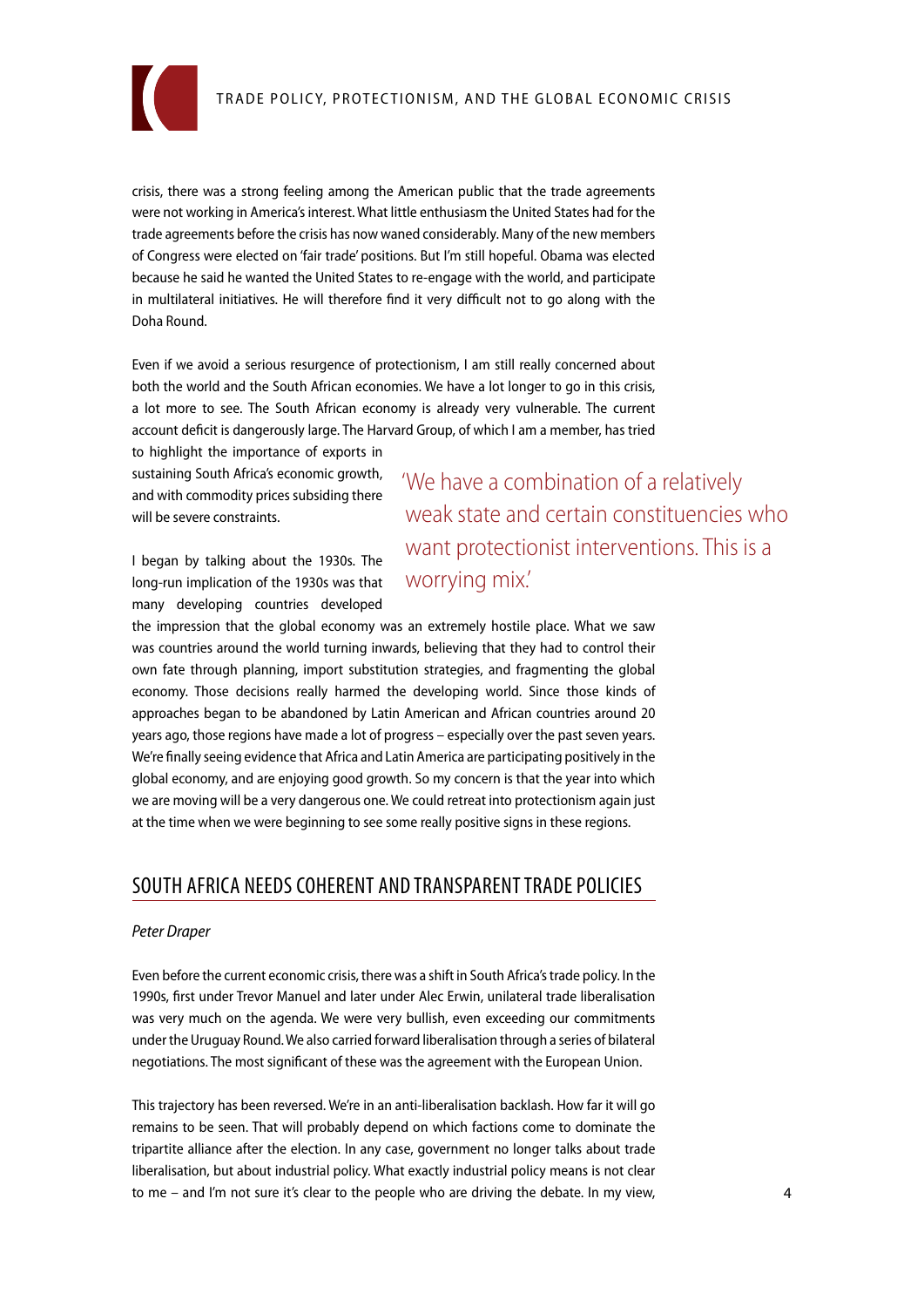crisis, there was a strong feeling among the American public that the trade agreements were not working in America's interest. What little enthusiasm the United States had for the trade agreements before the crisis has now waned considerably. Many of the new members of Congress were elected on 'fair trade' positions. But I'm still hopeful. Obama was elected because he said he wanted the United States to re-engage with the world, and participate in multilateral initiatives. He will therefore find it very difficult not to go along with the Doha Round.

Even if we avoid a serious resurgence of protectionism, I am still really concerned about both the world and the South African economies. We have a lot longer to go in this crisis, a lot more to see. The South African economy is already very vulnerable. The current account deficit is dangerously large. The Harvard Group, of which I am a member, has tried to highlight the importance of exports in sustaining South Africa's economic growth, and with commodity prices subsiding there will be severe constraints.

> 'We have a combination of a relatively weak state and certain constituencies who want protectionist interventions. This is a worrying mix.'

I began by talking about the 1930s. The long-run implication of the 1930s was that many developing countries developed the impression that the global economy was an extremely hostile place. What we saw was countries around the world turning inwards, believing that they had to control their own fate through planning, import substitution strategies, and fragmenting the global economy. Those decisions really harmed the developing world. Since those kinds of approaches began to be abandoned by Latin American and African countries around 20 years ago, those regions have made a lot of progress – especially over the past seven years. We're finally seeing evidence that Africa and Latin America are participating positively in the global economy, and are enjoying good growth. So my concern is that the year into which we are moving will be a very dangerous one. We could retreat into protectionism again just at the time when we were beginning to see some really positive signs in these regions.

## SOUTH AFRICA NEEDS COHERENT AND TRANSPARENT TRADE POLICIES

*Peter Draper*

Even before the current economic crisis, there was a shift in South Africa's trade policy. In the 1990s, first under Trevor Manuel and later under Alec Erwin, unilateral trade liberalisation was very much on the agenda. We were very bullish, even exceeding our commitments under the Uruguay Round. We also carried forward liberalisation through a series of bilateral negotiations. The most significant of these was the agreement with the European Union.

This trajectory has been reversed. We're in an anti-liberalisation backlash. How far it will go remains to be seen. That will probably depend on which factions come to dominate the tripartite alliance after the election. In any case, government no longer talks about trade liberalisation, but about industrial policy. What exactly industrial policy means is not clear to me – and I'm not sure it's clear to the people who are driving the debate. In my view,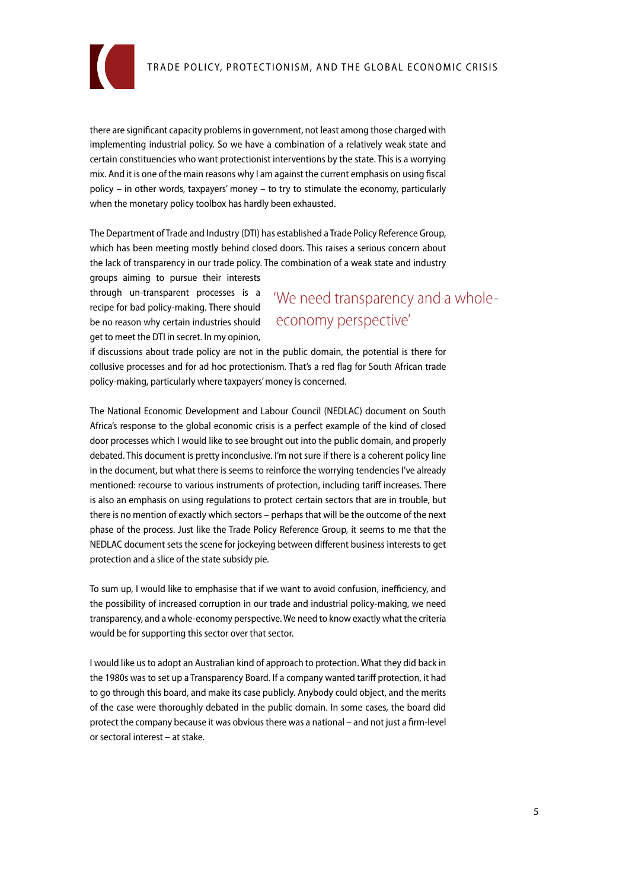there are significant capacity problems in government, not least among those charged with implementing industrial policy. So we have a combination of a relatively weak state and certain constituencies who want protectionist interventions by the state. This is a worrying mix. And it is one of the main reasons why I am against the current emphasis on using fiscal policy – in other words, taxpayers' money – to try to stimulate the economy, particularly when the monetary policy toolbox has hardly been exhausted.

The Department of Trade and Industry (DTI) has established a Trade Policy Reference Group, which has been meeting mostly behind closed doors. This raises a serious concern about the lack of transparency in our trade policy. The combination of a weak state and industry groups aiming to pursue their interests through un-transparent processes is a recipe for bad policy-making. There should be no reason why certain industries should get to meet the DTI in secret. In my opinion, if discussions about trade policy are not in the public domain, the potential is there for collusive processes and for ad hoc protectionism. That's a red flag for South African trade policy-making, particularly where taxpayers' money is concerned.

> 'We need transparency and a whole-economy perspective'

The National Economic Development and Labour Council (NEDLAC) document on South Africa's response to the global economic crisis is a perfect example of the kind of closed door processes which I would like to see brought out into the public domain, and properly debated. This document is pretty inconclusive. I'm not sure if there is a coherent policy line in the document, but what there is seems to reinforce the worrying tendencies I've already mentioned: recourse to various instruments of protection, including tariff increases. There is also an emphasis on using regulations to protect certain sectors that are in trouble, but there is no mention of exactly which sectors – perhaps that will be the outcome of the next phase of the process. Just like the Trade Policy Reference Group, it seems to me that the NEDLAC document sets the scene for jockeying between different business interests to get protection and a slice of the state subsidy pie.

To sum up, I would like to emphasise that if we want to avoid confusion, inefficiency, and the possibility of increased corruption in our trade and industrial policy-making, we need transparency, and a whole-economy perspective. We need to know exactly what the criteria would be for supporting this sector over that sector.

I would like us to adopt an Australian kind of approach to protection. What they did back in the 1980s was to set up a Transparency Board. If a company wanted tariff protection, it had to go through this board, and make its case publicly. Anybody could object, and the merits of the case were thoroughly debated in the public domain. In some cases, the board did protect the company because it was obvious there was a national – and not just a firm-level or sectoral interest – at stake.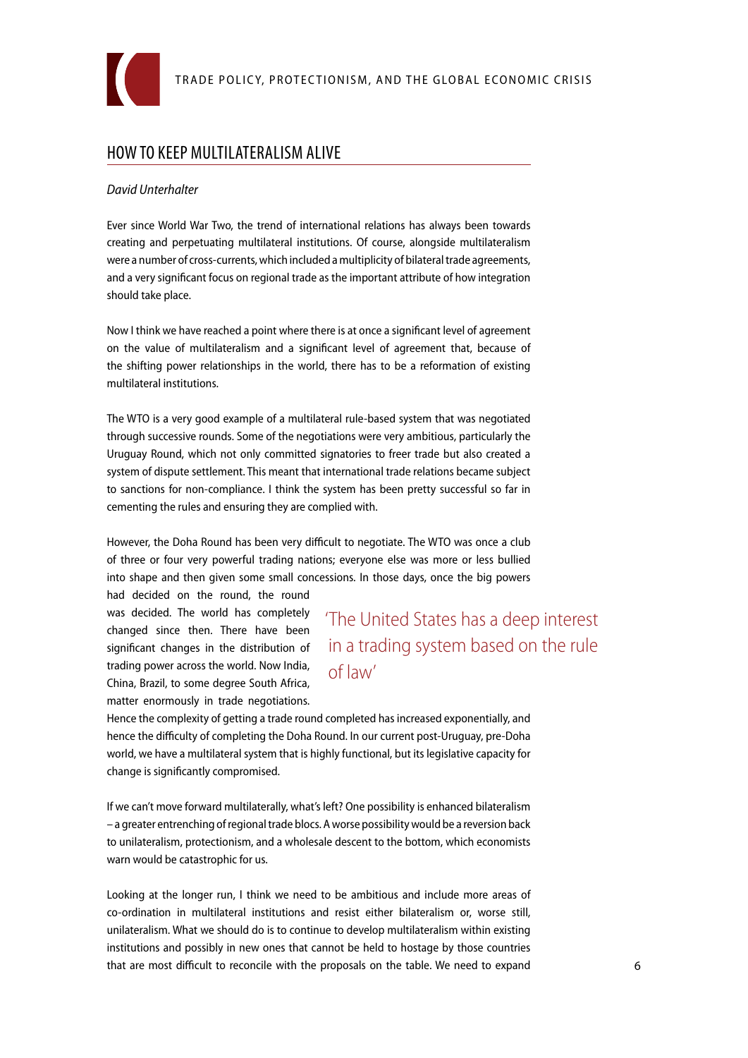## HOW TO KEEP MULTILATERALISM ALIVE

*David Unterhalter*

Ever since World War Two, the trend of international relations has always been towards creating and perpetuating multilateral institutions. Of course, alongside multilateralism were a number of cross-currents, which included a multiplicity of bilateral trade agreements, and a very significant focus on regional trade as the important attribute of how integration should take place.

Now I think we have reached a point where there is at once a significant level of agreement on the value of multilateralism and a significant level of agreement that, because of the shifting power relationships in the world, there has to be a reformation of existing multilateral institutions.

The WTO is a very good example of a multilateral rule-based system that was negotiated through successive rounds. Some of the negotiations were very ambitious, particularly the Uruguay Round, which not only committed signatories to freer trade but also created a system of dispute settlement. This meant that international trade relations became subject to sanctions for non-compliance. I think the system has been pretty successful so far in cementing the rules and ensuring they are complied with.

However, the Doha Round has been very difficult to negotiate. The WTO was once a club of three or four very powerful trading nations; everyone else was more or less bullied into shape and then given some small concessions. In those days, once the big powers had decided on the round, the round was decided. The world has completely changed since then. There have been significant changes in the distribution of trading power across the world. Now India, China, Brazil, to some degree South Africa, matter enormously in trade negotiations. Hence the complexity of getting a trade round completed has increased exponentially, and hence the difficulty of completing the Doha Round. In our current post-Uruguay, pre-Doha world, we have a multilateral system that is highly functional, but its legislative capacity for change is significantly compromised.

> 'The United States has a deep interest in a trading system based on the rule of law'

If we can't move forward multilaterally, what's left? One possibility is enhanced bilateralism – a greater entrenching of regional trade blocs. A worse possibility would be a reversion back to unilateralism, protectionism, and a wholesale descent to the bottom, which economists warn would be catastrophic for us.

Looking at the longer run, I think we need to be ambitious and include more areas of co-ordination in multilateral institutions and resist either bilateralism or, worse still, unilateralism. What we should do is to continue to develop multilateralism within existing institutions and possibly in new ones that cannot be held to hostage by those countries that are most difficult to reconcile with the proposals on the table. We need to expand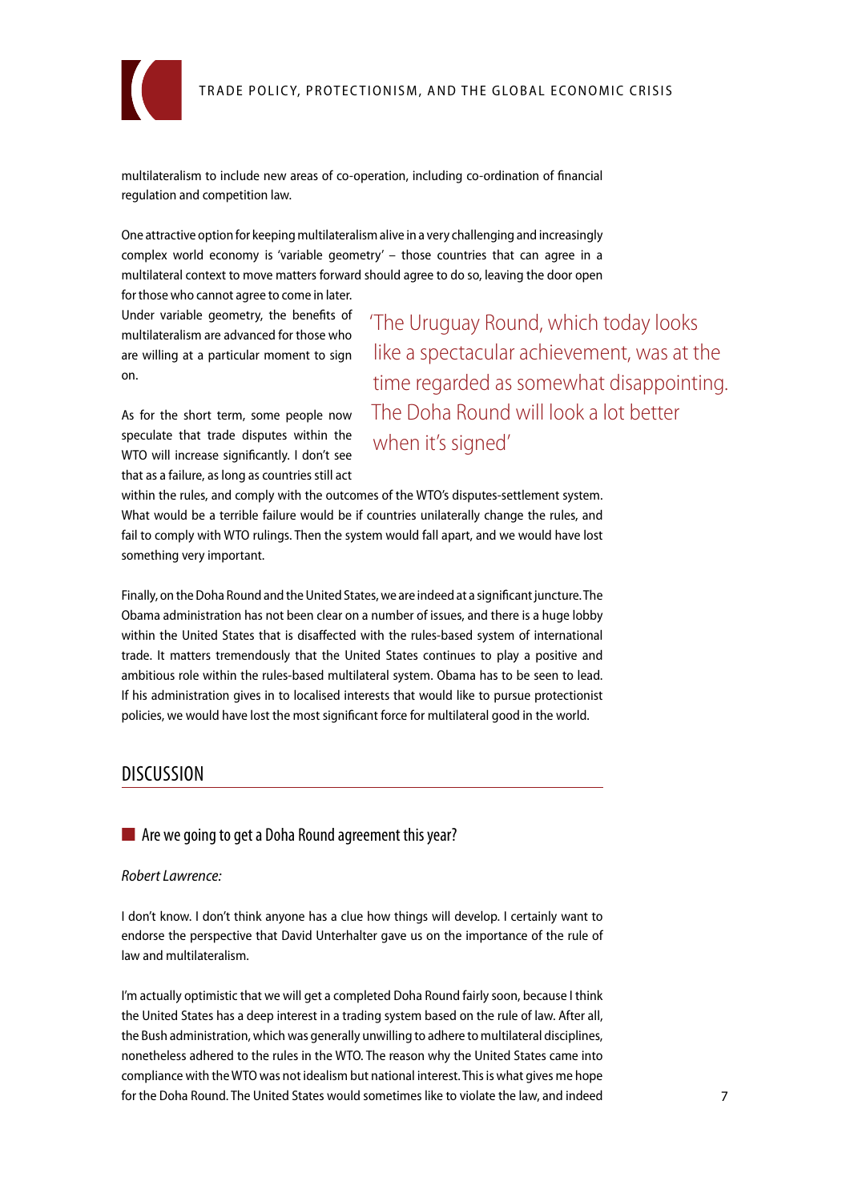multilateralism to include new areas of co-operation, including co-ordination of financial regulation and competition law.

One attractive option for keeping multilateralism alive in a very challenging and increasingly complex world economy is 'variable geometry' – those countries that can agree in a multilateral context to move matters forward should agree to do so, leaving the door open for those who cannot agree to come in later. Under variable geometry, the benefits of multilateralism are advanced for those who are willing at a particular moment to sign on.

> 'The Uruguay Round, which today looks like a spectacular achievement, was at the time regarded as somewhat disappointing. The Doha Round will look a lot better when it's signed'

As for the short term, some people now speculate that trade disputes within the WTO will increase significantly. I don't see that as a failure, as long as countries still act within the rules, and comply with the outcomes of the WTO's disputes-settlement system. What would be a terrible failure would be if countries unilaterally change the rules, and fail to comply with WTO rulings. Then the system would fall apart, and we would have lost something very important.

Finally, on the Doha Round and the United States, we are indeed at a significant juncture. The Obama administration has not been clear on a number of issues, and there is a huge lobby within the United States that is disaffected with the rules-based system of international trade. It matters tremendously that the United States continues to play a positive and ambitious role within the rules-based multilateral system. Obama has to be seen to lead. If his administration gives in to localised interests that would like to pursue protectionist policies, we would have lost the most significant force for multilateral good in the world.

## DISCUSSION

### Are we going to get a Doha Round agreement this year?

*Robert Lawrence:*

I don't know. I don't think anyone has a clue how things will develop. I certainly want to endorse the perspective that David Unterhalter gave us on the importance of the rule of law and multilateralism.

I'm actually optimistic that we will get a completed Doha Round fairly soon, because I think the United States has a deep interest in a trading system based on the rule of law. After all, the Bush administration, which was generally unwilling to adhere to multilateral disciplines, nonetheless adhered to the rules in the WTO. The reason why the United States came into compliance with the WTO was not idealism but national interest. This is what gives me hope for the Doha Round. The United States would sometimes like to violate the law, and indeed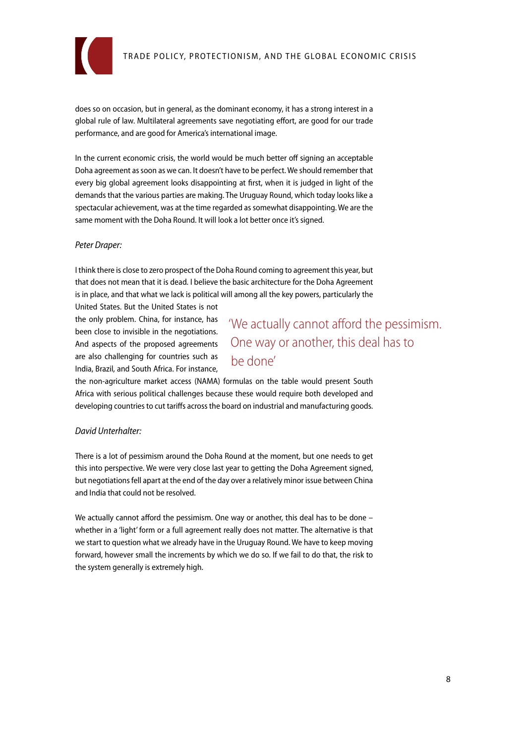does so on occasion, but in general, as the dominant economy, it has a strong interest in a global rule of law. Multilateral agreements save negotiating effort, are good for our trade performance, and are good for America's international image.

In the current economic crisis, the world would be much better off signing an acceptable Doha agreement as soon as we can. It doesn't have to be perfect. We should remember that every big global agreement looks disappointing at first, when it is judged in light of the demands that the various parties are making. The Uruguay Round, which today looks like a spectacular achievement, was at the time regarded as somewhat disappointing. We are the same moment with the Doha Round. It will look a lot better once it's signed.

*Peter Draper:*

I think there is close to zero prospect of the Doha Round coming to agreement this year, but that does not mean that it is dead. I believe the basic architecture for the Doha Agreement is in place, and that what we lack is political will among all the key powers, particularly the United States. But the United States is not the only problem. China, for instance, has been close to invisible in the negotiations. And aspects of the proposed agreements are also challenging for countries such as India, Brazil, and South Africa. For instance, the non-agriculture market access (NAMA) formulas on the table would present South Africa with serious political challenges because these would require both developed and developing countries to cut tariffs across the board on industrial and manufacturing goods.

> 'We actually cannot afford the pessimism. One way or another, this deal has to be done'

*David Unterhalter:*

There is a lot of pessimism around the Doha Round at the moment, but one needs to get this into perspective. We were very close last year to getting the Doha Agreement signed, but negotiations fell apart at the end of the day over a relatively minor issue between China and India that could not be resolved.

We actually cannot afford the pessimism. One way or another, this deal has to be done – whether in a 'light' form or a full agreement really does not matter. The alternative is that we start to question what we already have in the Uruguay Round. We have to keep moving forward, however small the increments by which we do so. If we fail to do that, the risk to the system generally is extremely high.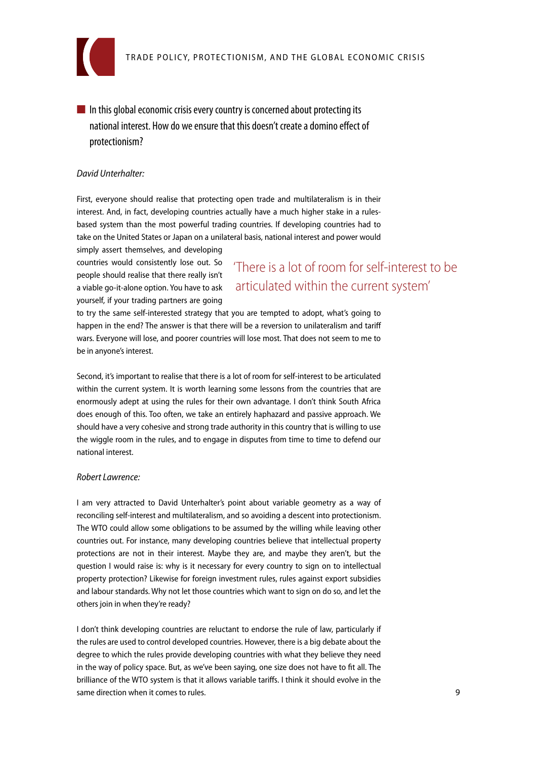**In this global economic crisis every country is concerned about protecting its national interest. How do we ensure that this doesn't create a domino effect of protectionism?**

*David Unterhalter:*

First, everyone should realise that protecting open trade and multilateralism is in their interest. And, in fact, developing countries actually have a much higher stake in a rules-based system than the most powerful trading countries. If developing countries had to take on the United States or Japan on a unilateral basis, national interest and power would simply assert themselves, and developing countries would consistently lose out. So people should realise that there really isn't a viable go-it-alone option. You have to ask yourself, if your trading partners are going to try the same self-interested strategy that you are tempted to adopt, what's going to happen in the end? The answer is that there will be a reversion to unilateralism and tariff wars. Everyone will lose, and poorer countries will lose most. That does not seem to me to be in anyone's interest.

> 'There is a lot of room for self-interest to be articulated within the current system'

Second, it's important to realise that there is a lot of room for self-interest to be articulated within the current system. It is worth learning some lessons from the countries that are enormously adept at using the rules for their own advantage. I don't think South Africa does enough of this. Too often, we take an entirely haphazard and passive approach. We should have a very cohesive and strong trade authority in this country that is willing to use the wiggle room in the rules, and to engage in disputes from time to time to defend our national interest.

*Robert Lawrence:*

I am very attracted to David Unterhalter's point about variable geometry as a way of reconciling self-interest and multilateralism, and so avoiding a descent into protectionism. The WTO could allow some obligations to be assumed by the willing while leaving other countries out. For instance, many developing countries believe that intellectual property protections are not in their interest. Maybe they are, and maybe they aren't, but the question I would raise is: why is it necessary for every country to sign on to intellectual property protection? Likewise for foreign investment rules, rules against export subsidies and labour standards. Why not let those countries which want to sign on do so, and let the others join in when they're ready?

I don't think developing countries are reluctant to endorse the rule of law, particularly if the rules are used to control developed countries. However, there is a big debate about the degree to which the rules provide developing countries with what they believe they need in the way of policy space. But, as we've been saying, one size does not have to fit all. The brilliance of the WTO system is that it allows variable tariffs. I think it should evolve in the same direction when it comes to rules.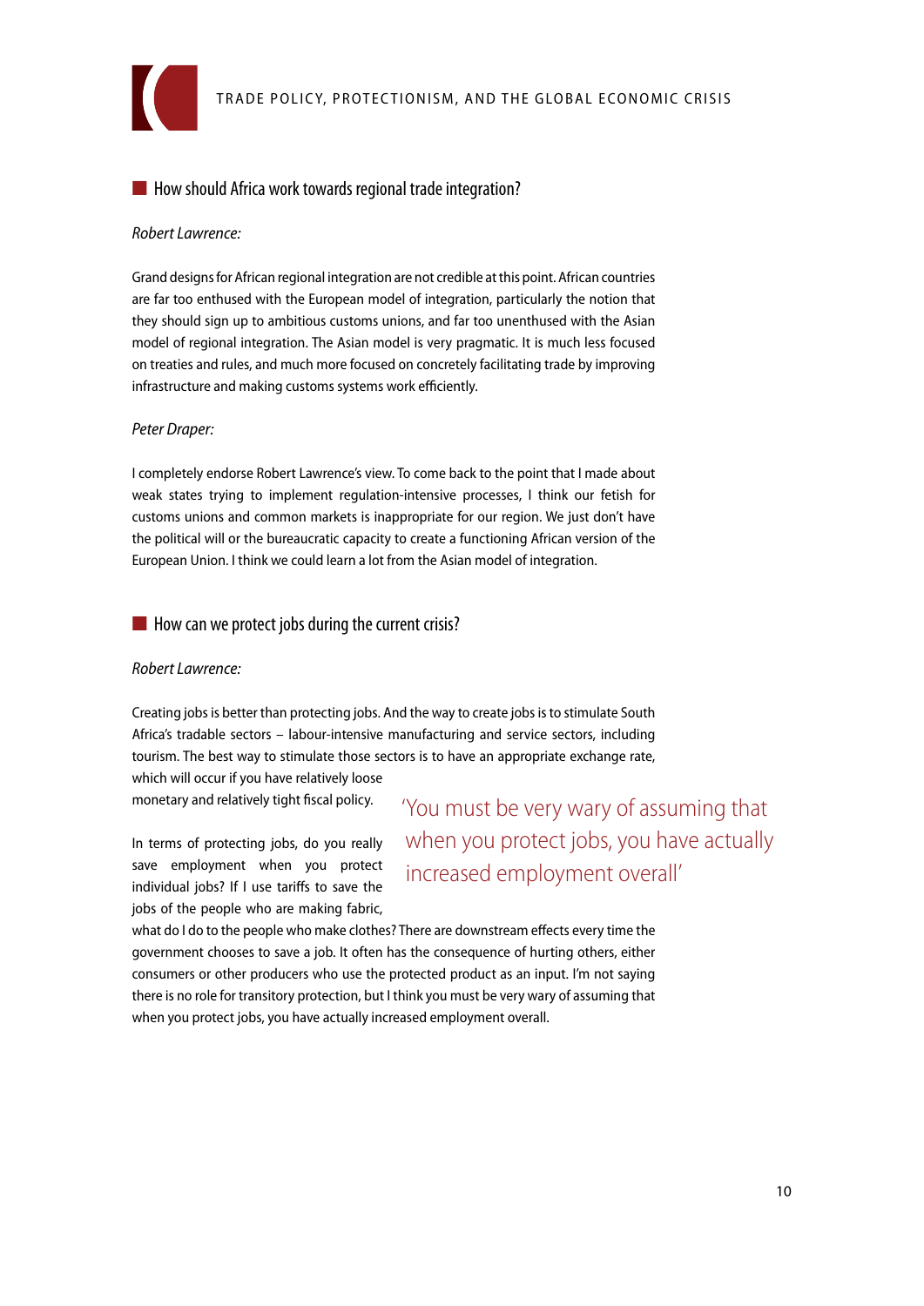## How should Africa work towards regional trade integration?

*Robert Lawrence:*

Grand designs for African regional integration are not credible at this point. African countries are far too enthused with the European model of integration, particularly the notion that they should sign up to ambitious customs unions, and far too unenthused with the Asian model of regional integration. The Asian model is very pragmatic. It is much less focused on treaties and rules, and much more focused on concretely facilitating trade by improving infrastructure and making customs systems work efficiently.

*Peter Draper:*

I completely endorse Robert Lawrence's view. To come back to the point that I made about weak states trying to implement regulation-intensive processes, I think our fetish for customs unions and common markets is inappropriate for our region. We just don't have the political will or the bureaucratic capacity to create a functioning African version of the European Union. I think we could learn a lot from the Asian model of integration.

## How can we protect jobs during the current crisis?

*Robert Lawrence:*

Creating jobs is better than protecting jobs. And the way to create jobs is to stimulate South Africa's tradable sectors – labour-intensive manufacturing and service sectors, including tourism. The best way to stimulate those sectors is to have an appropriate exchange rate, which will occur if you have relatively loose monetary and relatively tight fiscal policy.

In terms of protecting jobs, do you really save employment when you protect individual jobs? If I use tariffs to save the jobs of the people who are making fabric, what do I do to the people who make clothes? There are downstream effects every time the government chooses to save a job. It often has the consequence of hurting others, either consumers or other producers who use the protected product as an input. I'm not saying there is no role for transitory protection, but I think you must be very wary of assuming that when you protect jobs, you have actually increased employment overall.

> 'You must be very wary of assuming that when you protect jobs, you have actually increased employment overall'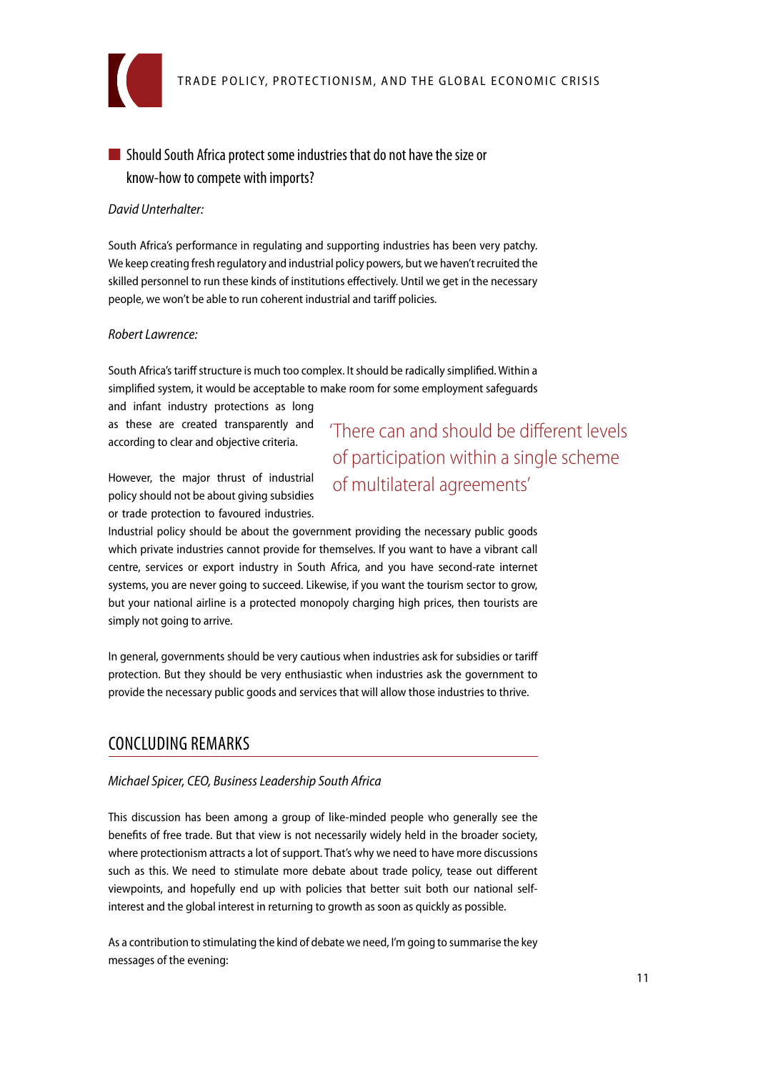### Should South Africa protect some industries that do not have the size or know-how to compete with imports?

*David Unterhalter:*

South Africa's performance in regulating and supporting industries has been very patchy. We keep creating fresh regulatory and industrial policy powers, but we haven't recruited the skilled personnel to run these kinds of institutions effectively. Until we get in the necessary people, we won't be able to run coherent industrial and tariff policies.

*Robert Lawrence:*

South Africa's tariff structure is much too complex. It should be radically simplified. Within a simplified system, it would be acceptable to make room for some employment safeguards and infant industry protections as long as these are created transparently and according to clear and objective criteria.

However, the major thrust of industrial policy should not be about giving subsidies or trade protection to favoured industries. Industrial policy should be about the government providing the necessary public goods which private industries cannot provide for themselves. If you want to have a vibrant call centre, services or export industry in South Africa, and you have second-rate internet systems, you are never going to succeed. Likewise, if you want the tourism sector to grow, but your national airline is a protected monopoly charging high prices, then tourists are simply not going to arrive.

In general, governments should be very cautious when industries ask for subsidies or tariff protection. But they should be very enthusiastic when industries ask the government to provide the necessary public goods and services that will allow those industries to thrive.

> 'There can and should be different levels of participation within a single scheme of multilateral agreements'

## CONCLUDING REMARKS

*Michael Spicer, CEO, Business Leadership South Africa*

This discussion has been among a group of like-minded people who generally see the benefits of free trade. But that view is not necessarily widely held in the broader society, where protectionism attracts a lot of support. That's why we need to have more discussions such as this. We need to stimulate more debate about trade policy, tease out different viewpoints, and hopefully end up with policies that better suit both our national self-interest and the global interest in returning to growth as soon as quickly as possible.

As a contribution to stimulating the kind of debate we need, I'm going to summarise the key messages of the evening: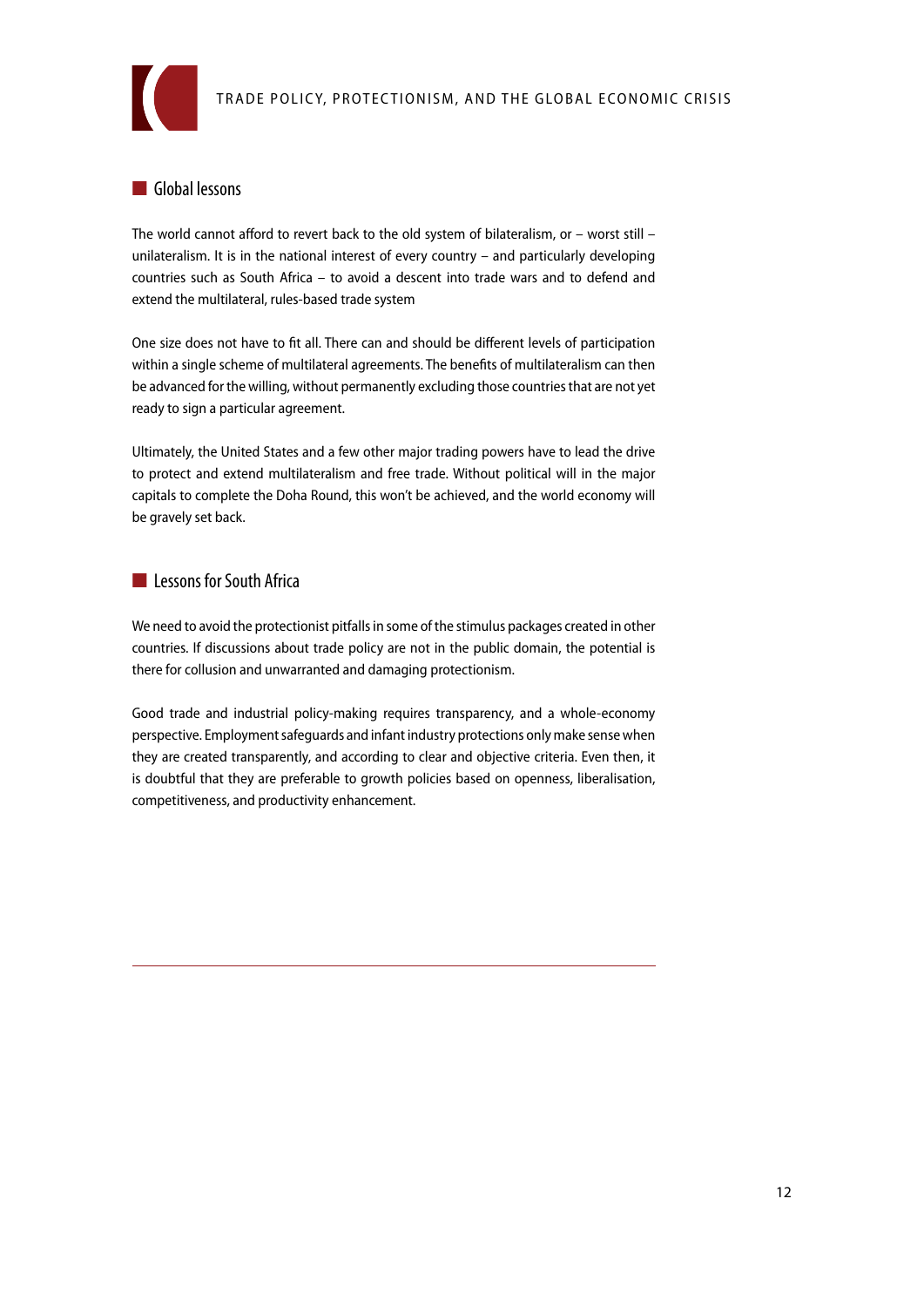## Global lessons

The world cannot afford to revert back to the old system of bilateralism, or – worst still – unilateralism. It is in the national interest of every country – and particularly developing countries such as South Africa – to avoid a descent into trade wars and to defend and extend the multilateral, rules-based trade system

One size does not have to fit all. There can and should be different levels of participation within a single scheme of multilateral agreements. The benefits of multilateralism can then be advanced for the willing, without permanently excluding those countries that are not yet ready to sign a particular agreement.

Ultimately, the United States and a few other major trading powers have to lead the drive to protect and extend multilateralism and free trade. Without political will in the major capitals to complete the Doha Round, this won't be achieved, and the world economy will be gravely set back.

## Lessons for South Africa

We need to avoid the protectionist pitfalls in some of the stimulus packages created in other countries. If discussions about trade policy are not in the public domain, the potential is there for collusion and unwarranted and damaging protectionism.

Good trade and industrial policy-making requires transparency, and a whole-economy perspective. Employment safeguards and infant industry protections only make sense when they are created transparently, and according to clear and objective criteria. Even then, it is doubtful that they are preferable to growth policies based on openness, liberalisation, competitiveness, and productivity enhancement.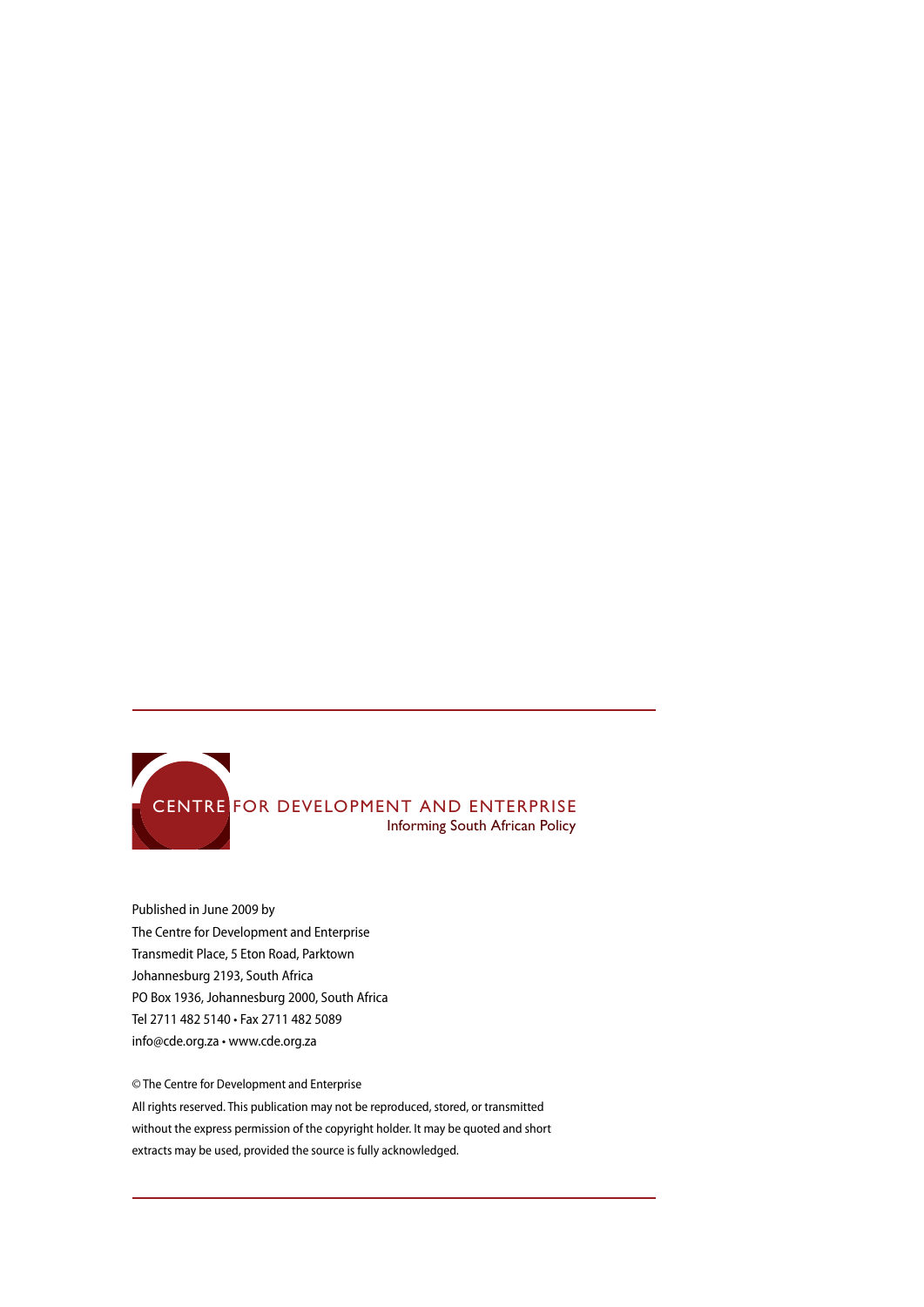CENTRE FOR DEVELOPMENT AND ENTERPRISE
Informing South African Policy

Published in June 2009 by
The Centre for Development and Enterprise
Transmedit Place, 5 Eton Road, Parktown
Johannesburg 2193, South Africa
PO Box 1936, Johannesburg 2000, South Africa
Tel 2711 482 5140 • Fax 2711 482 5089
info@cde.org.za • www.cde.org.za

© The Centre for Development and Enterprise

All rights reserved. This publication may not be reproduced, stored, or transmitted without the express permission of the copyright holder. It may be quoted and short extracts may be used, provided the source is fully acknowledged.